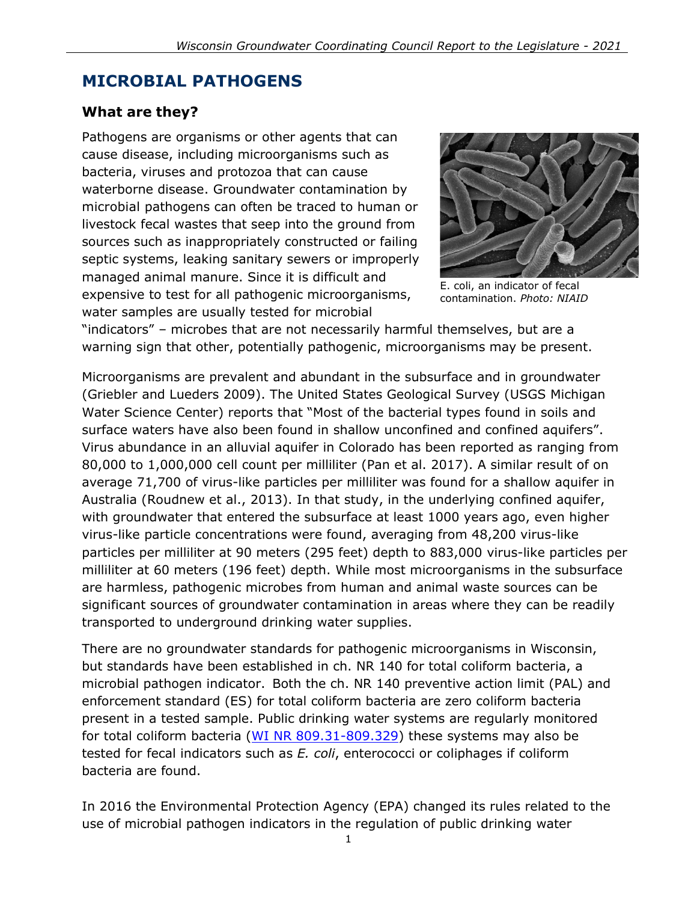# MICROBIAL PATHOGENS

## What are they?

Pathogens are organisms or other agents that can cause disease, including microorganisms such as bacteria, viruses and protozoa that can cause waterborne disease. Groundwater contamination by microbial pathogens can often be traced to human or livestock fecal wastes that seep into the ground from sources such as inappropriately constructed or failing septic systems, leaking sanitary sewers or improperly managed animal manure. Since it is difficult and expensive to test for all pathogenic microorganisms, water samples are usually tested for microbial "indicators" – microbes that are not necessarily harmful themselves, but are a warning sign that other, potentially pathogenic, microorganisms may be present.

E. coli, an indicator of fecal contamination. *Photo: NIAID*

Microorganisms are prevalent and abundant in the subsurface and in groundwater (Griebler and Lueders 2009). The United States Geological Survey (USGS Michigan Water Science Center) reports that "Most of the bacterial types found in soils and surface waters have also been found in shallow unconfined and confined aquifers". Virus abundance in an alluvial aquifer in Colorado has been reported as ranging from 80,000 to 1,000,000 cell count per milliliter (Pan et al. 2017). A similar result of on average 71,700 of virus-like particles per milliliter was found for a shallow aquifer in Australia (Roudnew et al., 2013). In that study, in the underlying confined aquifer, with groundwater that entered the subsurface at least 1000 years ago, even higher virus-like particle concentrations were found, averaging from 48,200 virus-like particles per milliliter at 90 meters (295 feet) depth to 883,000 virus-like particles per milliliter at 60 meters (196 feet) depth. While most microorganisms in the subsurface are harmless, pathogenic microbes from human and animal waste sources can be significant sources of groundwater contamination in areas where they can be readily transported to underground drinking water supplies.

There are no groundwater standards for pathogenic microorganisms in Wisconsin, but standards have been established in ch. NR 140 for total coliform bacteria, a microbial pathogen indicator. Both the ch. NR 140 preventive action limit (PAL) and enforcement standard (ES) for total coliform bacteria are zero coliform bacteria present in a tested sample. Public drinking water systems are regularly monitored for total coliform bacteria (WI NR 809.31-809.329) these systems may also be tested for fecal indicators such as *E. coli*, enterococci or coliphages if coliform bacteria are found.

In 2016 the Environmental Protection Agency (EPA) changed its rules related to the use of microbial pathogen indicators in the regulation of public drinking water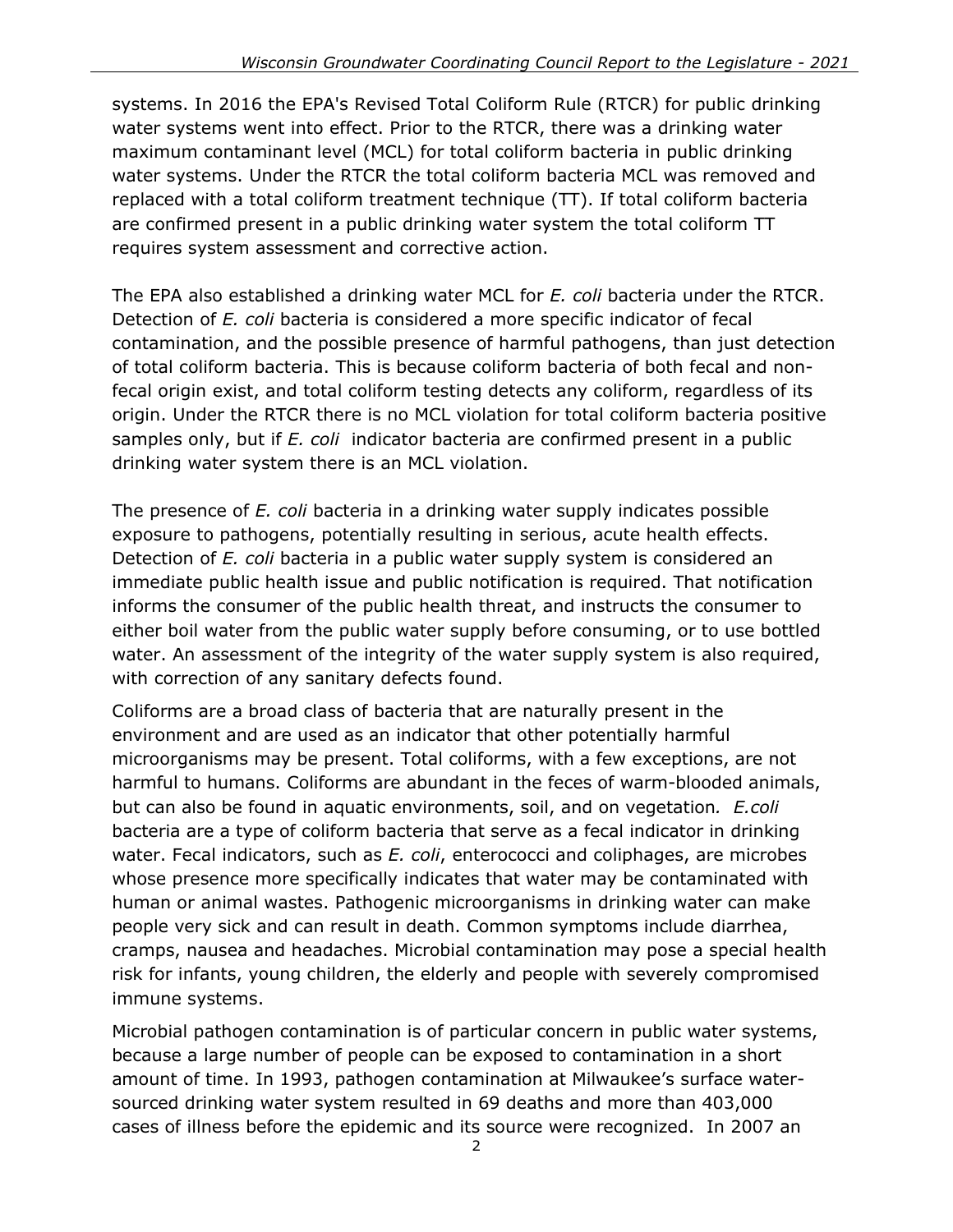systems. In 2016 the EPA's Revised Total Coliform Rule (RTCR) for public drinking water systems went into effect. Prior to the RTCR, there was a drinking water maximum contaminant level (MCL) for total coliform bacteria in public drinking water systems. Under the RTCR the total coliform bacteria MCL was removed and replaced with a total coliform treatment technique (TT). If total coliform bacteria are confirmed present in a public drinking water system the total coliform TT requires system assessment and corrective action.

The EPA also established a drinking water MCL for *E. coli* bacteria under the RTCR. Detection of *E. coli* bacteria is considered a more specific indicator of fecal contamination, and the possible presence of harmful pathogens, than just detection of total coliform bacteria. This is because coliform bacteria of both fecal and non-fecal origin exist, and total coliform testing detects any coliform, regardless of its origin. Under the RTCR there is no MCL violation for total coliform bacteria positive samples only, but if *E. coli* indicator bacteria are confirmed present in a public drinking water system there is an MCL violation.

The presence of *E. coli* bacteria in a drinking water supply indicates possible exposure to pathogens, potentially resulting in serious, acute health effects. Detection of *E. coli* bacteria in a public water supply system is considered an immediate public health issue and public notification is required. That notification informs the consumer of the public health threat, and instructs the consumer to either boil water from the public water supply before consuming, or to use bottled water. An assessment of the integrity of the water supply system is also required, with correction of any sanitary defects found.

Coliforms are a broad class of bacteria that are naturally present in the environment and are used as an indicator that other potentially harmful microorganisms may be present. Total coliforms, with a few exceptions, are not harmful to humans. Coliforms are abundant in the feces of warm-blooded animals, but can also be found in aquatic environments, soil, and on vegetation. *E.coli* bacteria are a type of coliform bacteria that serve as a fecal indicator in drinking water. Fecal indicators, such as *E. coli*, enterococci and coliphages, are microbes whose presence more specifically indicates that water may be contaminated with human or animal wastes. Pathogenic microorganisms in drinking water can make people very sick and can result in death. Common symptoms include diarrhea, cramps, nausea and headaches. Microbial contamination may pose a special health risk for infants, young children, the elderly and people with severely compromised immune systems.

Microbial pathogen contamination is of particular concern in public water systems, because a large number of people can be exposed to contamination in a short amount of time. In 1993, pathogen contamination at Milwaukee's surface water-sourced drinking water system resulted in 69 deaths and more than 403,000 cases of illness before the epidemic and its source were recognized. In 2007 an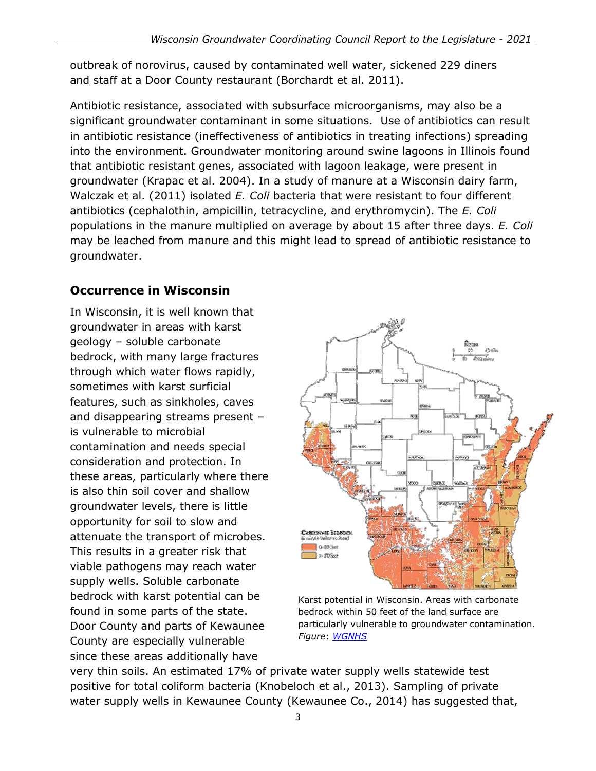outbreak of norovirus, caused by contaminated well water, sickened 229 diners and staff at a Door County restaurant (Borchardt et al. 2011).

Antibiotic resistance, associated with subsurface microorganisms, may also be a significant groundwater contaminant in some situations. Use of antibiotics can result in antibiotic resistance (ineffectiveness of antibiotics in treating infections) spreading into the environment. Groundwater monitoring around swine lagoons in Illinois found that antibiotic resistant genes, associated with lagoon leakage, were present in groundwater (Krapac et al. 2004). In a study of manure at a Wisconsin dairy farm, Walczak et al. (2011) isolated *E. Coli* bacteria that were resistant to four different antibiotics (cephalothin, ampicillin, tetracycline, and erythromycin). The *E. Coli* populations in the manure multiplied on average by about 15 after three days. *E. Coli* may be leached from manure and this might lead to spread of antibiotic resistance to groundwater.

## Occurrence in Wisconsin

In Wisconsin, it is well known that groundwater in areas with karst geology – soluble carbonate bedrock, with many large fractures through which water flows rapidly, sometimes with karst surficial features, such as sinkholes, caves and disappearing streams present – is vulnerable to microbial contamination and needs special consideration and protection. In these areas, particularly where there is also thin soil cover and shallow groundwater levels, there is little opportunity for soil to slow and attenuate the transport of microbes. This results in a greater risk that viable pathogens may reach water supply wells. Soluble carbonate bedrock with karst potential can be found in some parts of the state. Door County and parts of Kewaunee County are especially vulnerable since these areas additionally have very thin soils. An estimated 17% of private water supply wells statewide test positive for total coliform bacteria (Knobeloch et al., 2013). Sampling of private water supply wells in Kewaunee County (Kewaunee Co., 2014) has suggested that,

Karst potential in Wisconsin. Areas with carbonate bedrock within 50 feet of the land surface are particularly vulnerable to groundwater contamination. *Figure*: WGNHS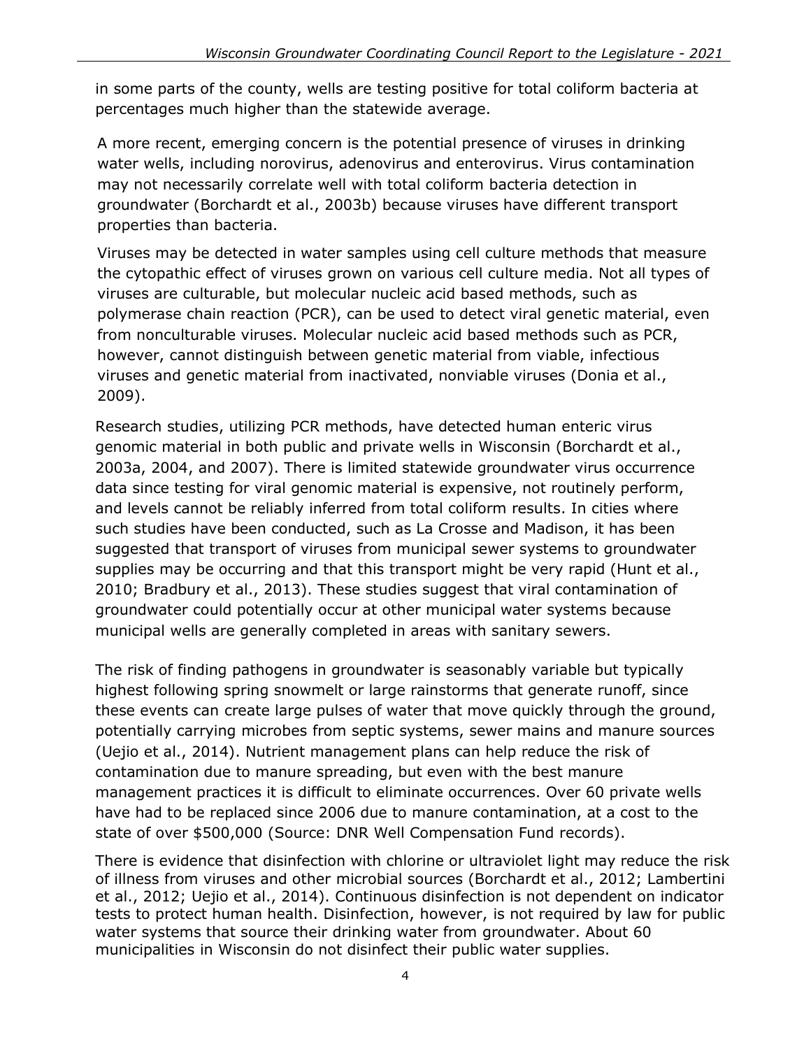in some parts of the county, wells are testing positive for total coliform bacteria at percentages much higher than the statewide average.

A more recent, emerging concern is the potential presence of viruses in drinking water wells, including norovirus, adenovirus and enterovirus. Virus contamination may not necessarily correlate well with total coliform bacteria detection in groundwater (Borchardt et al., 2003b) because viruses have different transport properties than bacteria.

Viruses may be detected in water samples using cell culture methods that measure the cytopathic effect of viruses grown on various cell culture media. Not all types of viruses are culturable, but molecular nucleic acid based methods, such as polymerase chain reaction (PCR), can be used to detect viral genetic material, even from nonculturable viruses. Molecular nucleic acid based methods such as PCR, however, cannot distinguish between genetic material from viable, infectious viruses and genetic material from inactivated, nonviable viruses (Donia et al., 2009).

Research studies, utilizing PCR methods, have detected human enteric virus genomic material in both public and private wells in Wisconsin (Borchardt et al., 2003a, 2004, and 2007). There is limited statewide groundwater virus occurrence data since testing for viral genomic material is expensive, not routinely perform, and levels cannot be reliably inferred from total coliform results. In cities where such studies have been conducted, such as La Crosse and Madison, it has been suggested that transport of viruses from municipal sewer systems to groundwater supplies may be occurring and that this transport might be very rapid (Hunt et al., 2010; Bradbury et al., 2013). These studies suggest that viral contamination of groundwater could potentially occur at other municipal water systems because municipal wells are generally completed in areas with sanitary sewers.

The risk of finding pathogens in groundwater is seasonably variable but typically highest following spring snowmelt or large rainstorms that generate runoff, since these events can create large pulses of water that move quickly through the ground, potentially carrying microbes from septic systems, sewer mains and manure sources (Uejio et al., 2014). Nutrient management plans can help reduce the risk of contamination due to manure spreading, but even with the best manure management practices it is difficult to eliminate occurrences. Over 60 private wells have had to be replaced since 2006 due to manure contamination, at a cost to the state of over $500,000 (Source: DNR Well Compensation Fund records).

There is evidence that disinfection with chlorine or ultraviolet light may reduce the risk of illness from viruses and other microbial sources (Borchardt et al., 2012; Lambertini et al., 2012; Uejio et al., 2014). Continuous disinfection is not dependent on indicator tests to protect human health. Disinfection, however, is not required by law for public water systems that source their drinking water from groundwater. About 60 municipalities in Wisconsin do not disinfect their public water supplies.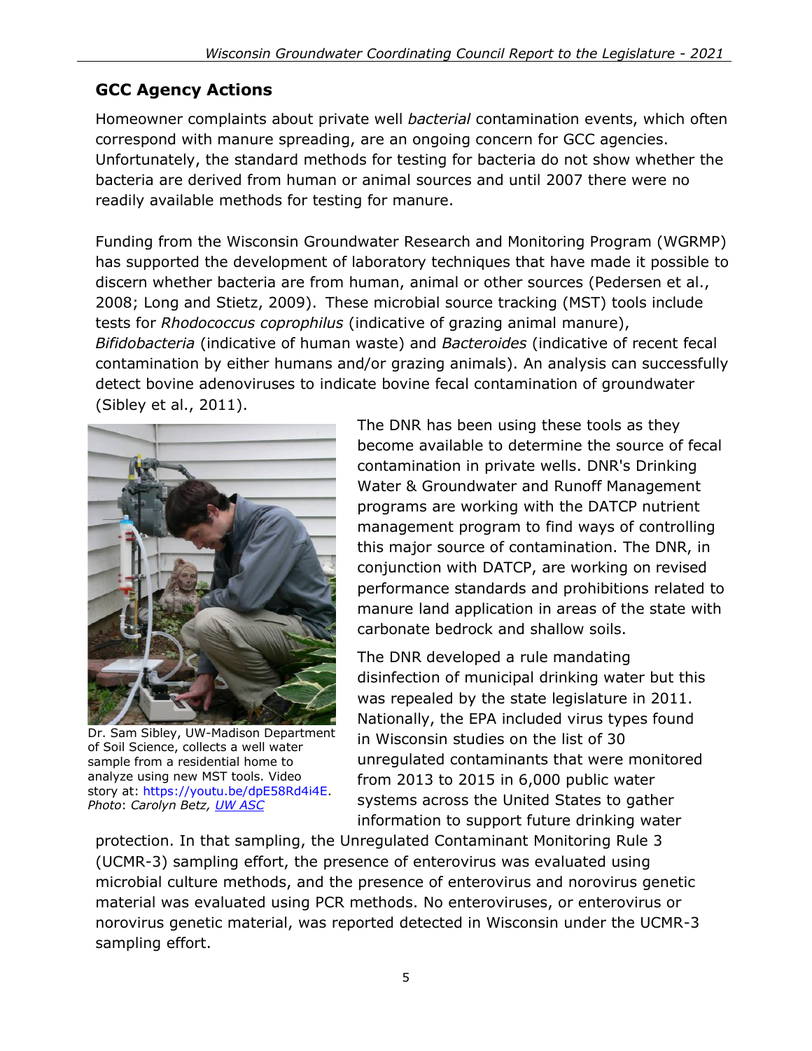## GCC Agency Actions

Homeowner complaints about private well *bacterial* contamination events, which often correspond with manure spreading, are an ongoing concern for GCC agencies. Unfortunately, the standard methods for testing for bacteria do not show whether the bacteria are derived from human or animal sources and until 2007 there were no readily available methods for testing for manure.

Funding from the Wisconsin Groundwater Research and Monitoring Program (WGRMP) has supported the development of laboratory techniques that have made it possible to discern whether bacteria are from human, animal or other sources (Pedersen et al., 2008; Long and Stietz, 2009). These microbial source tracking (MST) tools include tests for *Rhodococcus coprophilus* (indicative of grazing animal manure), *Bifidobacteria* (indicative of human waste) and *Bacteroides* (indicative of recent fecal contamination by either humans and/or grazing animals). An analysis can successfully detect bovine adenoviruses to indicate bovine fecal contamination of groundwater (Sibley et al., 2011).

Dr. Sam Sibley, UW-Madison Department of Soil Science, collects a well water sample from a residential home to analyze using new MST tools. Video story at: https://youtu.be/dpE58Rd4i4E. *Photo*: *Carolyn Betz, UW ASC*

The DNR has been using these tools as they become available to determine the source of fecal contamination in private wells. DNR's Drinking Water & Groundwater and Runoff Management programs are working with the DATCP nutrient management program to find ways of controlling this major source of contamination. The DNR, in conjunction with DATCP, are working on revised performance standards and prohibitions related to manure land application in areas of the state with carbonate bedrock and shallow soils.

The DNR developed a rule mandating disinfection of municipal drinking water but this was repealed by the state legislature in 2011. Nationally, the EPA included virus types found in Wisconsin studies on the list of 30 unregulated contaminants that were monitored from 2013 to 2015 in 6,000 public water systems across the United States to gather information to support future drinking water protection. In that sampling, the Unregulated Contaminant Monitoring Rule 3 (UCMR-3) sampling effort, the presence of enterovirus was evaluated using microbial culture methods, and the presence of enterovirus and norovirus genetic material was evaluated using PCR methods. No enteroviruses, or enterovirus or norovirus genetic material, was reported detected in Wisconsin under the UCMR-3 sampling effort.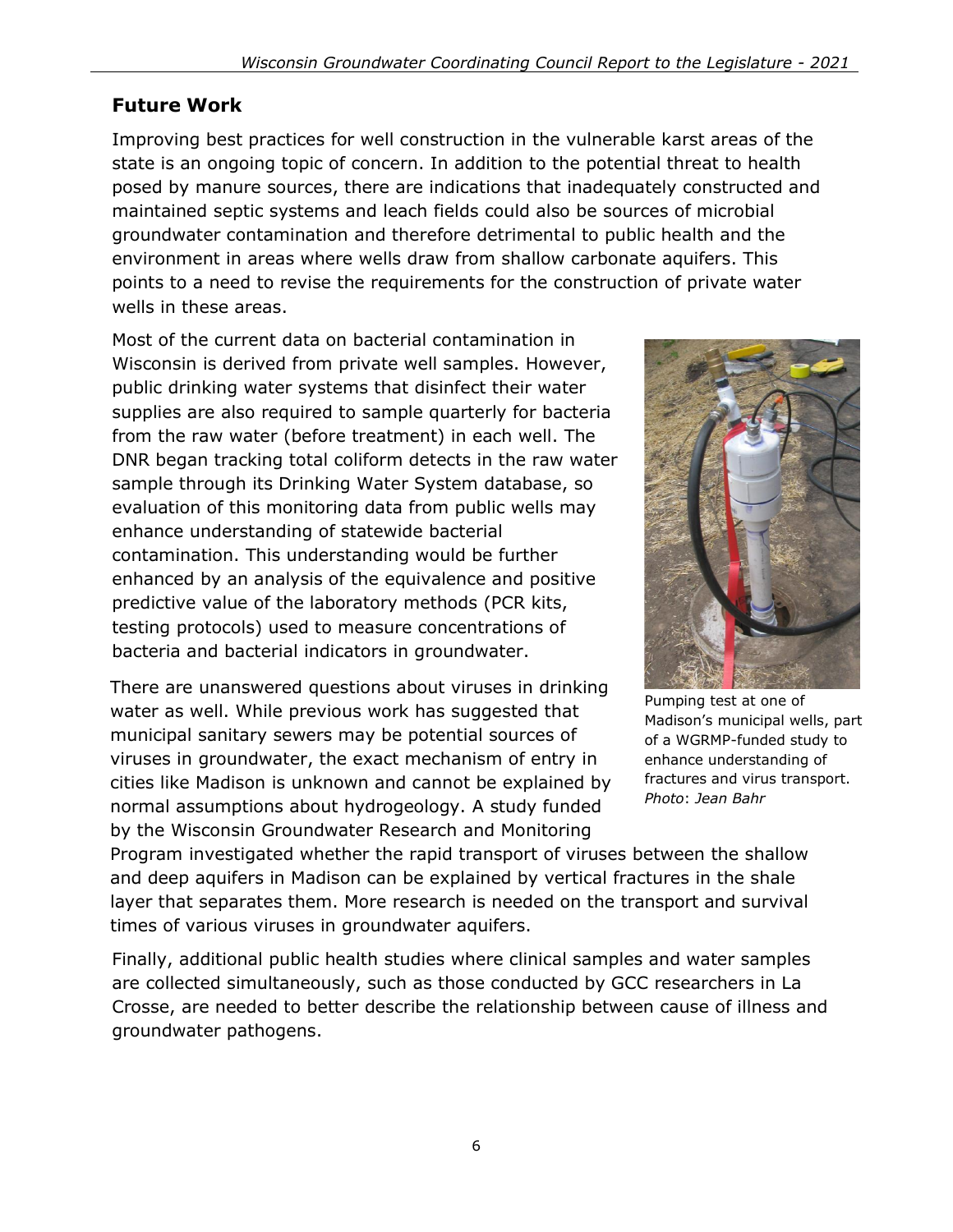## Future Work

Improving best practices for well construction in the vulnerable karst areas of the state is an ongoing topic of concern. In addition to the potential threat to health posed by manure sources, there are indications that inadequately constructed and maintained septic systems and leach fields could also be sources of microbial groundwater contamination and therefore detrimental to public health and the environment in areas where wells draw from shallow carbonate aquifers. This points to a need to revise the requirements for the construction of private water wells in these areas.

Most of the current data on bacterial contamination in Wisconsin is derived from private well samples. However, public drinking water systems that disinfect their water supplies are also required to sample quarterly for bacteria from the raw water (before treatment) in each well. The DNR began tracking total coliform detects in the raw water sample through its Drinking Water System database, so evaluation of this monitoring data from public wells may enhance understanding of statewide bacterial contamination. This understanding would be further enhanced by an analysis of the equivalence and positive predictive value of the laboratory methods (PCR kits, testing protocols) used to measure concentrations of bacteria and bacterial indicators in groundwater.

Pumping test at one of Madison's municipal wells, part of a WGRMP-funded study to enhance understanding of fractures and virus transport. *Photo*: *Jean Bahr*

There are unanswered questions about viruses in drinking water as well. While previous work has suggested that municipal sanitary sewers may be potential sources of viruses in groundwater, the exact mechanism of entry in cities like Madison is unknown and cannot be explained by normal assumptions about hydrogeology. A study funded by the Wisconsin Groundwater Research and Monitoring Program investigated whether the rapid transport of viruses between the shallow and deep aquifers in Madison can be explained by vertical fractures in the shale layer that separates them. More research is needed on the transport and survival times of various viruses in groundwater aquifers.

Finally, additional public health studies where clinical samples and water samples are collected simultaneously, such as those conducted by GCC researchers in La Crosse, are needed to better describe the relationship between cause of illness and groundwater pathogens.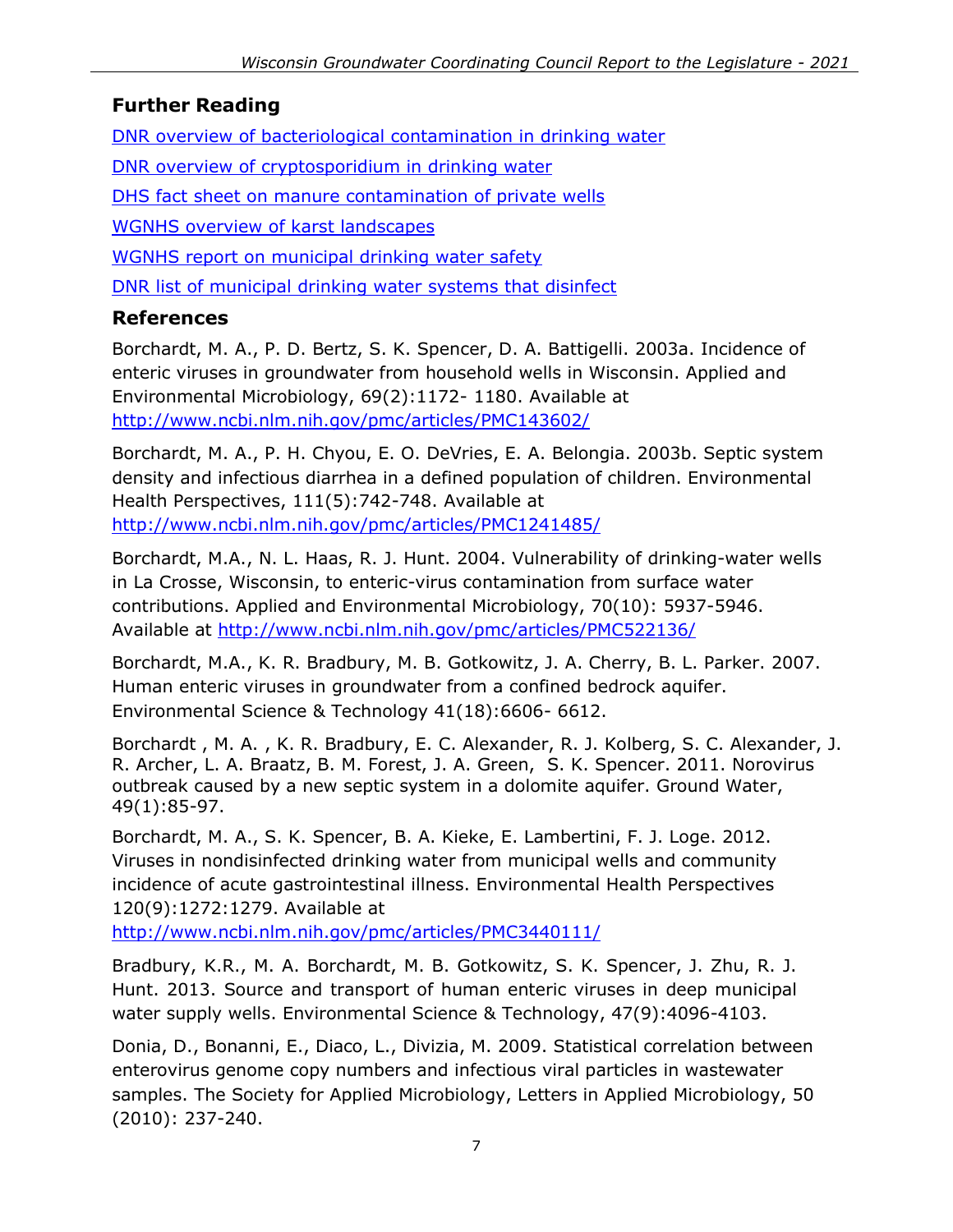## Further Reading

[DNR overview of bacteriological contamination in drinking water]

[DNR overview of cryptosporidium in drinking water]

[DHS fact sheet on manure contamination of private wells]

[WGNHS overview of karst landscapes]

[WGNHS report on municipal drinking water safety]

[DNR list of municipal drinking water systems that disinfect]

## References

Borchardt, M. A., P. D. Bertz, S. K. Spencer, D. A. Battigelli. 2003a. Incidence of enteric viruses in groundwater from household wells in Wisconsin. Applied and Environmental Microbiology, 69(2):1172- 1180. Available at http://www.ncbi.nlm.nih.gov/pmc/articles/PMC143602/

Borchardt, M. A., P. H. Chyou, E. O. DeVries, E. A. Belongia. 2003b. Septic system density and infectious diarrhea in a defined population of children. Environmental Health Perspectives, 111(5):742-748. Available at http://www.ncbi.nlm.nih.gov/pmc/articles/PMC1241485/

Borchardt, M.A., N. L. Haas, R. J. Hunt. 2004. Vulnerability of drinking-water wells in La Crosse, Wisconsin, to enteric-virus contamination from surface water contributions. Applied and Environmental Microbiology, 70(10): 5937-5946. Available at http://www.ncbi.nlm.nih.gov/pmc/articles/PMC522136/

Borchardt, M.A., K. R. Bradbury, M. B. Gotkowitz, J. A. Cherry, B. L. Parker. 2007. Human enteric viruses in groundwater from a confined bedrock aquifer. Environmental Science & Technology 41(18):6606- 6612.

Borchardt , M. A. , K. R. Bradbury, E. C. Alexander, R. J. Kolberg, S. C. Alexander, J. R. Archer, L. A. Braatz, B. M. Forest, J. A. Green, S. K. Spencer. 2011. Norovirus outbreak caused by a new septic system in a dolomite aquifer. Ground Water, 49(1):85-97.

Borchardt, M. A., S. K. Spencer, B. A. Kieke, E. Lambertini, F. J. Loge. 2012. Viruses in nondisinfected drinking water from municipal wells and community incidence of acute gastrointestinal illness. Environmental Health Perspectives 120(9):1272:1279. Available at http://www.ncbi.nlm.nih.gov/pmc/articles/PMC3440111/

Bradbury, K.R., M. A. Borchardt, M. B. Gotkowitz, S. K. Spencer, J. Zhu, R. J. Hunt. 2013. Source and transport of human enteric viruses in deep municipal water supply wells. Environmental Science & Technology, 47(9):4096-4103.

Donia, D., Bonanni, E., Diaco, L., Divizia, M. 2009. Statistical correlation between enterovirus genome copy numbers and infectious viral particles in wastewater samples. The Society for Applied Microbiology, Letters in Applied Microbiology, 50 (2010): 237-240.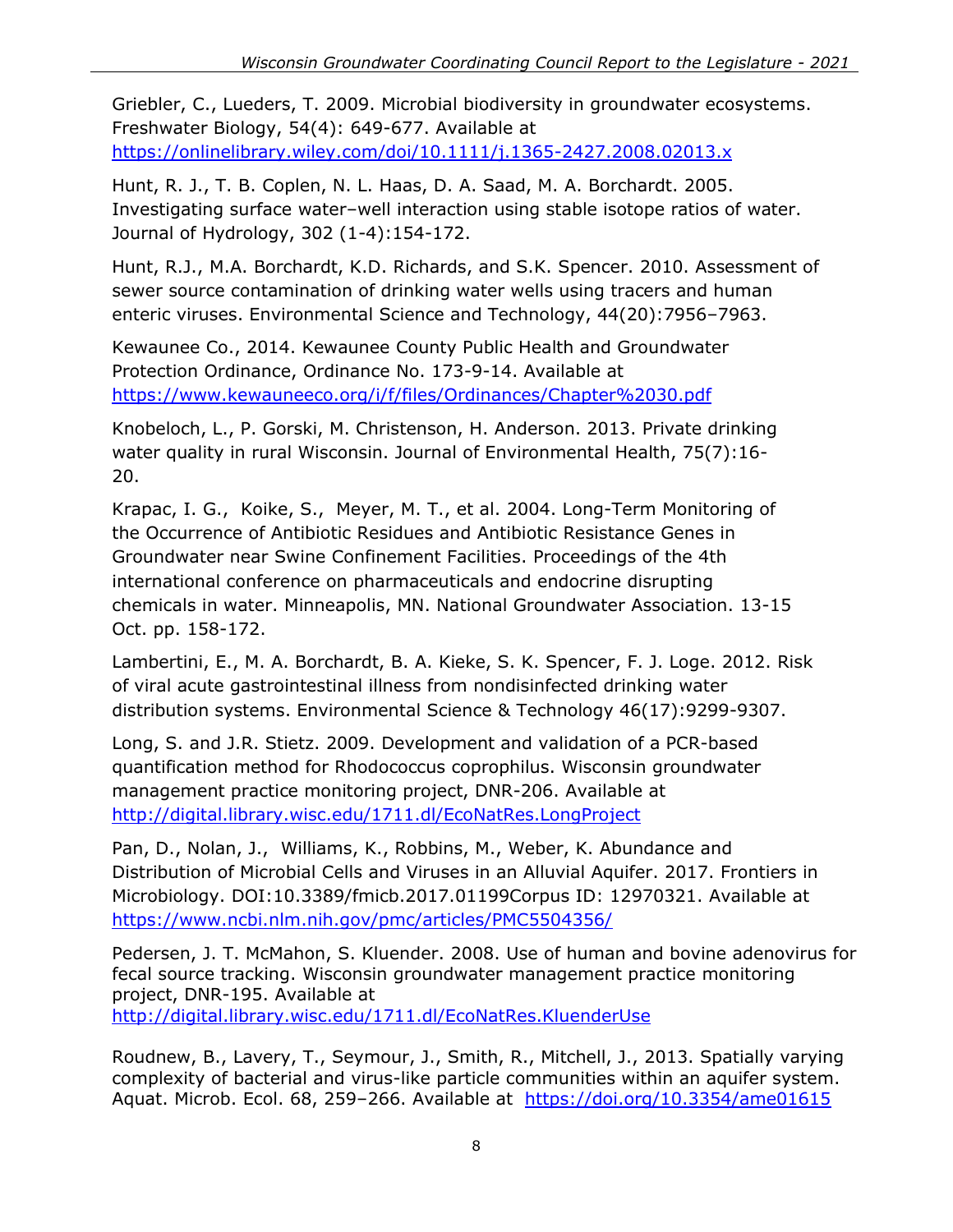Griebler, C., Lueders, T. 2009. Microbial biodiversity in groundwater ecosystems. Freshwater Biology, 54(4): 649-677. Available at https://onlinelibrary.wiley.com/doi/10.1111/j.1365-2427.2008.02013.x

Hunt, R. J., T. B. Coplen, N. L. Haas, D. A. Saad, M. A. Borchardt. 2005. Investigating surface water–well interaction using stable isotope ratios of water. Journal of Hydrology, 302 (1-4):154-172.

Hunt, R.J., M.A. Borchardt, K.D. Richards, and S.K. Spencer. 2010. Assessment of sewer source contamination of drinking water wells using tracers and human enteric viruses. Environmental Science and Technology, 44(20):7956–7963.

Kewaunee Co., 2014. Kewaunee County Public Health and Groundwater Protection Ordinance, Ordinance No. 173-9-14. Available at https://www.kewauneeco.org/i/f/files/Ordinances/Chapter%2030.pdf

Knobeloch, L., P. Gorski, M. Christenson, H. Anderson. 2013. Private drinking water quality in rural Wisconsin. Journal of Environmental Health, 75(7):16-20.

Krapac, I. G., Koike, S., Meyer, M. T., et al. 2004. Long-Term Monitoring of the Occurrence of Antibiotic Residues and Antibiotic Resistance Genes in Groundwater near Swine Confinement Facilities. Proceedings of the 4th international conference on pharmaceuticals and endocrine disrupting chemicals in water. Minneapolis, MN. National Groundwater Association. 13-15 Oct. pp. 158-172.

Lambertini, E., M. A. Borchardt, B. A. Kieke, S. K. Spencer, F. J. Loge. 2012. Risk of viral acute gastrointestinal illness from nondisinfected drinking water distribution systems. Environmental Science & Technology 46(17):9299-9307.

Long, S. and J.R. Stietz. 2009. Development and validation of a PCR-based quantification method for Rhodococcus coprophilus. Wisconsin groundwater management practice monitoring project, DNR-206. Available at http://digital.library.wisc.edu/1711.dl/EcoNatRes.LongProject

Pan, D., Nolan, J., Williams, K., Robbins, M., Weber, K. Abundance and Distribution of Microbial Cells and Viruses in an Alluvial Aquifer. 2017. Frontiers in Microbiology. DOI:10.3389/fmicb.2017.01199Corpus ID: 12970321. Available at https://www.ncbi.nlm.nih.gov/pmc/articles/PMC5504356/

Pedersen, J. T. McMahon, S. Kluender. 2008. Use of human and bovine adenovirus for fecal source tracking. Wisconsin groundwater management practice monitoring project, DNR-195. Available at http://digital.library.wisc.edu/1711.dl/EcoNatRes.KluenderUse

Roudnew, B., Lavery, T., Seymour, J., Smith, R., Mitchell, J., 2013. Spatially varying complexity of bacterial and virus-like particle communities within an aquifer system. Aquat. Microb. Ecol. 68, 259–266. Available at https://doi.org/10.3354/ame01615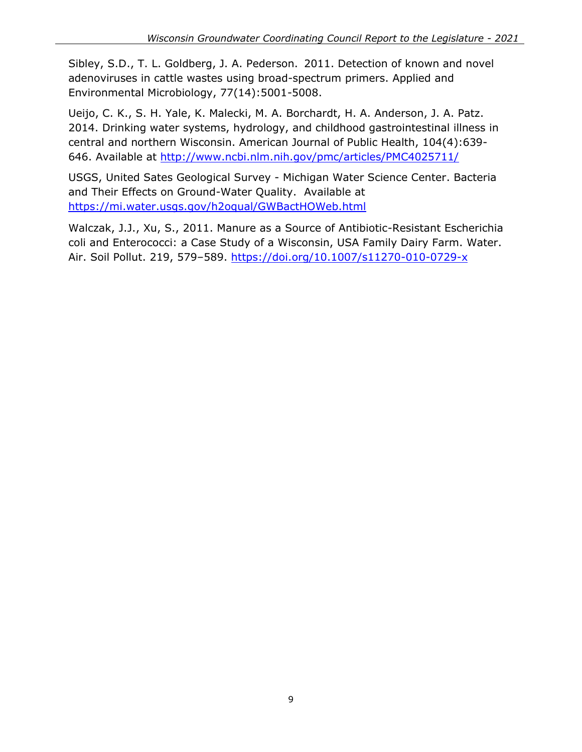Sibley, S.D., T. L. Goldberg, J. A. Pederson. 2011. Detection of known and novel adenoviruses in cattle wastes using broad-spectrum primers. Applied and Environmental Microbiology, 77(14):5001-5008.

Ueijo, C. K., S. H. Yale, K. Malecki, M. A. Borchardt, H. A. Anderson, J. A. Patz. 2014. Drinking water systems, hydrology, and childhood gastrointestinal illness in central and northern Wisconsin. American Journal of Public Health, 104(4):639-646. Available at http://www.ncbi.nlm.nih.gov/pmc/articles/PMC4025711/

USGS, United Sates Geological Survey - Michigan Water Science Center. Bacteria and Their Effects on Ground-Water Quality. Available at https://mi.water.usgs.gov/h2oqual/GWBactHOWeb.html

Walczak, J.J., Xu, S., 2011. Manure as a Source of Antibiotic-Resistant Escherichia coli and Enterococci: a Case Study of a Wisconsin, USA Family Dairy Farm. Water. Air. Soil Pollut. 219, 579–589. https://doi.org/10.1007/s11270-010-0729-x